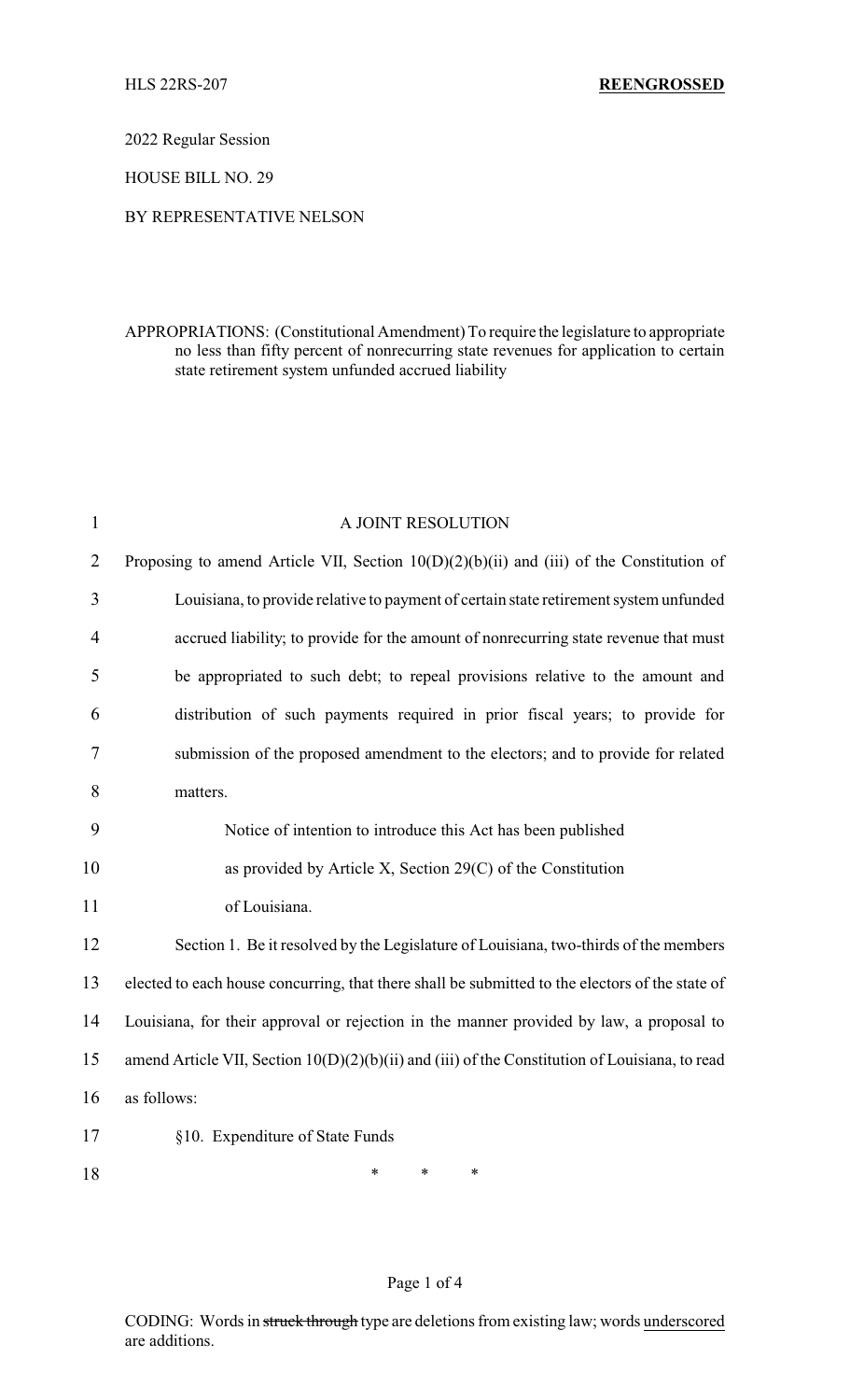HLS 22RS-207 **REENGROSSED**

2022 Regular Session

HOUSE BILL NO. 29

BY REPRESENTATIVE NELSON

APPROPRIATIONS: (Constitutional Amendment) To require the legislature to appropriate no less than fifty percent of nonrecurring state revenues for application to certain state retirement system unfunded accrued liability

A JOINT RESOLUTION

Proposing to amend Article VII, Section 10(D)(2)(b)(ii) and (iii) of the Constitution of Louisiana, to provide relative to payment of certain state retirement system unfunded accrued liability; to provide for the amount of nonrecurring state revenue that must be appropriated to such debt; to repeal provisions relative to the amount and distribution of such payments required in prior fiscal years; to provide for submission of the proposed amendment to the electors; and to provide for related matters.

Notice of intention to introduce this Act has been published as provided by Article X, Section 29(C) of the Constitution of Louisiana.

Section 1. Be it resolved by the Legislature of Louisiana, two-thirds of the members elected to each house concurring, that there shall be submitted to the electors of the state of Louisiana, for their approval or rejection in the manner provided by law, a proposal to amend Article VII, Section 10(D)(2)(b)(ii) and (iii) of the Constitution of Louisiana, to read as follows:

§10. Expenditure of State Funds

\* \* \*

CODING: Words in ~~struck through~~ type are deletions from existing law; words <u>underscored</u> are additions.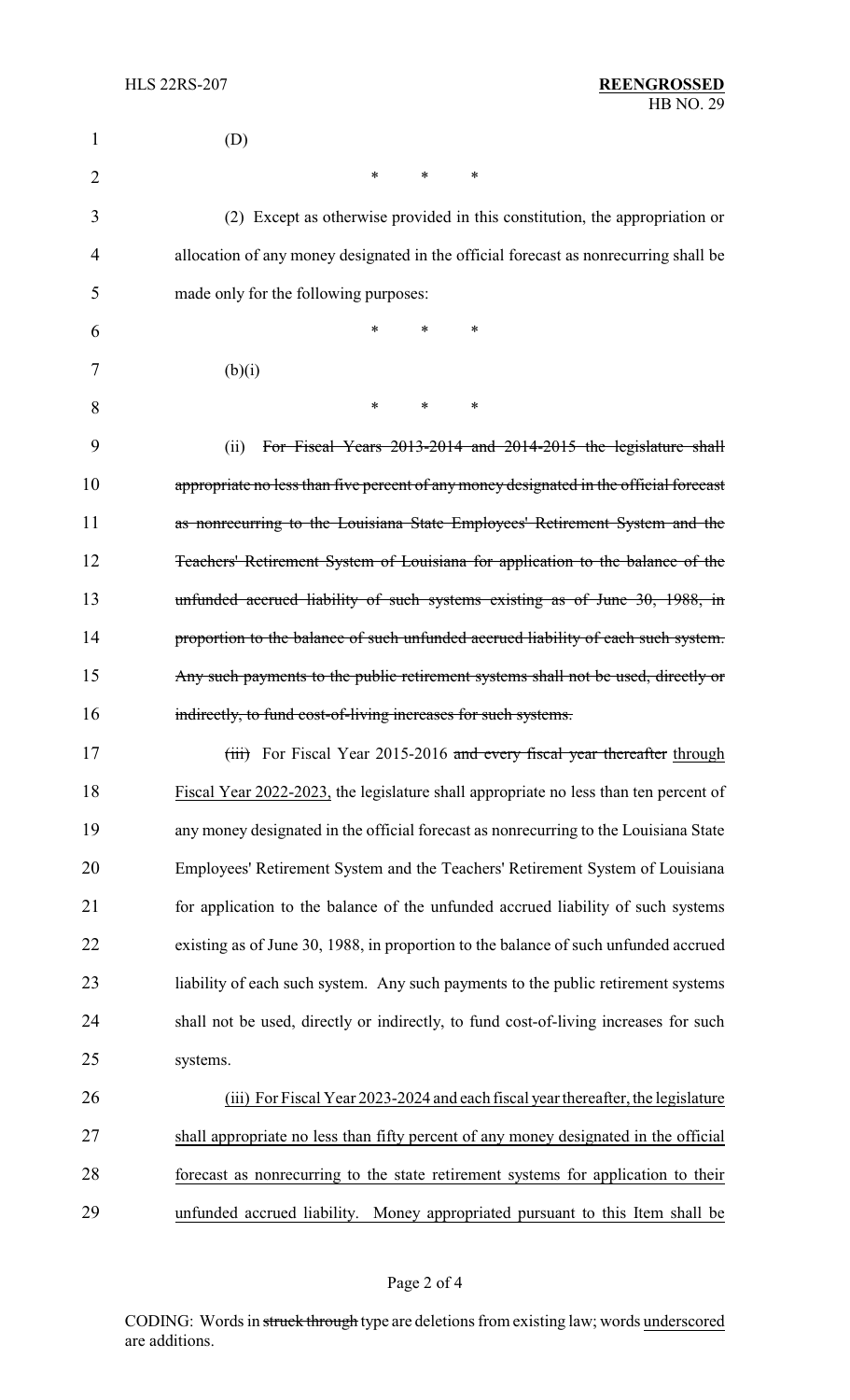(D)

\*        \*        \*

(2) Except as otherwise provided in this constitution, the appropriation or allocation of any money designated in the official forecast as nonrecurring shall be made only for the following purposes:

\*        \*        \*

(b)(i)

\*        \*        \*

(ii) ~~For Fiscal Years 2013-2014 and 2014-2015 the legislature shall appropriate no less than five percent of any money designated in the official forecast as nonrecurring to the Louisiana State Employees' Retirement System and the Teachers' Retirement System of Louisiana for application to the balance of the unfunded accrued liability of such systems existing as of June 30, 1988, in proportion to the balance of such unfunded accrued liability of each such system. Any such payments to the public retirement systems shall not be used, directly or indirectly, to fund cost-of-living increases for such systems.~~

~~(iii)~~ For Fiscal Year 2015-2016 ~~and every fiscal year thereafter~~ <u>through Fiscal Year 2022-2023,</u> the legislature shall appropriate no less than ten percent of any money designated in the official forecast as nonrecurring to the Louisiana State Employees' Retirement System and the Teachers' Retirement System of Louisiana for application to the balance of the unfunded accrued liability of such systems existing as of June 30, 1988, in proportion to the balance of such unfunded accrued liability of each such system. Any such payments to the public retirement systems shall not be used, directly or indirectly, to fund cost-of-living increases for such systems.

<u>(iii) For Fiscal Year 2023-2024 and each fiscal year thereafter, the legislature shall appropriate no less than fifty percent of any money designated in the official forecast as nonrecurring to the state retirement systems for application to their unfunded accrued liability. Money appropriated pursuant to this Item shall be</u>

CODING: Words in ~~struck through~~ type are deletions from existing law; words <u>underscored</u> are additions.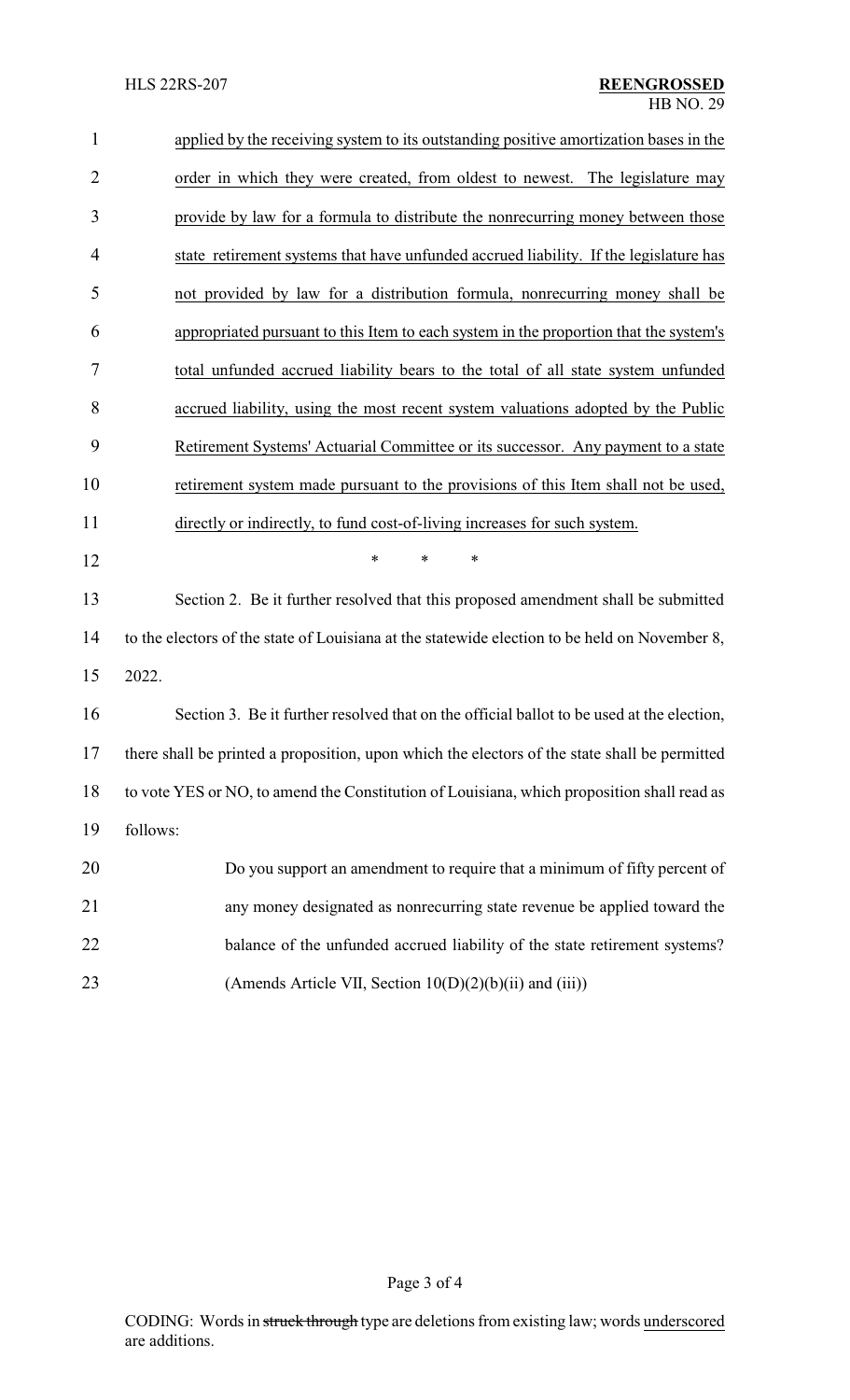applied by the receiving system to its outstanding positive amortization bases in the order in which they were created, from oldest to newest. The legislature may provide by law for a formula to distribute the nonrecurring money between those state retirement systems that have unfunded accrued liability. If the legislature has not provided by law for a distribution formula, nonrecurring money shall be appropriated pursuant to this Item to each system in the proportion that the system's total unfunded accrued liability bears to the total of all state system unfunded accrued liability, using the most recent system valuations adopted by the Public Retirement Systems' Actuarial Committee or its successor. Any payment to a state retirement system made pursuant to the provisions of this Item shall not be used, directly or indirectly, to fund cost-of-living increases for such system.

\* \* \*

Section 2. Be it further resolved that this proposed amendment shall be submitted to the electors of the state of Louisiana at the statewide election to be held on November 8, 2022.

Section 3. Be it further resolved that on the official ballot to be used at the election, there shall be printed a proposition, upon which the electors of the state shall be permitted to vote YES or NO, to amend the Constitution of Louisiana, which proposition shall read as follows:

> Do you support an amendment to require that a minimum of fifty percent of any money designated as nonrecurring state revenue be applied toward the balance of the unfunded accrued liability of the state retirement systems? (Amends Article VII, Section 10(D)(2)(b)(ii) and (iii))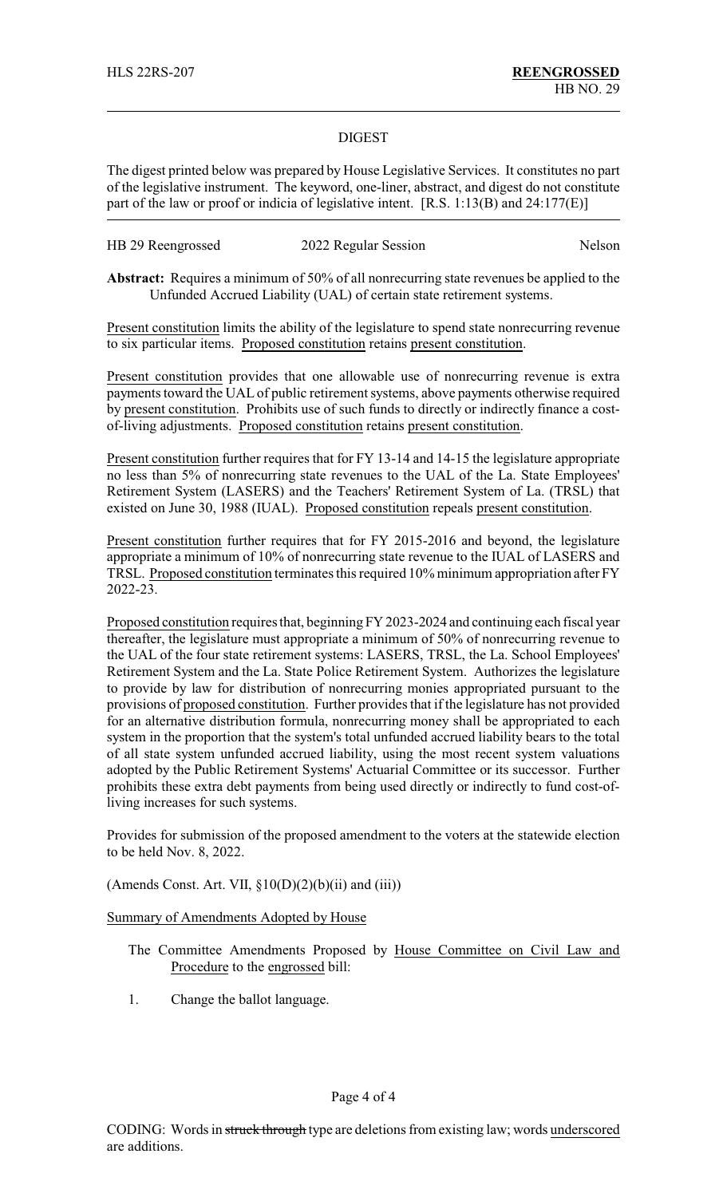HLS 22RS-207 **REENGROSSED**
HB NO. 29

## DIGEST

The digest printed below was prepared by House Legislative Services. It constitutes no part of the legislative instrument. The keyword, one-liner, abstract, and digest do not constitute part of the law or proof or indicia of legislative intent. [R.S. 1:13(B) and 24:177(E)]

HB 29 Reengrossed — 2022 Regular Session — Nelson

**Abstract:** Requires a minimum of 50% of all nonrecurring state revenues be applied to the Unfunded Accrued Liability (UAL) of certain state retirement systems.

Present constitution limits the ability of the legislature to spend state nonrecurring revenue to six particular items. Proposed constitution retains present constitution.

Present constitution provides that one allowable use of nonrecurring revenue is extra payments toward the UAL of public retirement systems, above payments otherwise required by present constitution. Prohibits use of such funds to directly or indirectly finance a cost-of-living adjustments. Proposed constitution retains present constitution.

Present constitution further requires that for FY 13-14 and 14-15 the legislature appropriate no less than 5% of nonrecurring state revenues to the UAL of the La. State Employees' Retirement System (LASERS) and the Teachers' Retirement System of La. (TRSL) that existed on June 30, 1988 (IUAL). Proposed constitution repeals present constitution.

Present constitution further requires that for FY 2015-2016 and beyond, the legislature appropriate a minimum of 10% of nonrecurring state revenue to the IUAL of LASERS and TRSL. Proposed constitution terminates this required 10% minimum appropriation after FY 2022-23.

Proposed constitution requires that, beginning FY 2023-2024 and continuing each fiscal year thereafter, the legislature must appropriate a minimum of 50% of nonrecurring revenue to the UAL of the four state retirement systems: LASERS, TRSL, the La. School Employees' Retirement System and the La. State Police Retirement System. Authorizes the legislature to provide by law for distribution of nonrecurring monies appropriated pursuant to the provisions of proposed constitution. Further provides that if the legislature has not provided for an alternative distribution formula, nonrecurring money shall be appropriated to each system in the proportion that the system's total unfunded accrued liability bears to the total of all state system unfunded accrued liability, using the most recent system valuations adopted by the Public Retirement Systems' Actuarial Committee or its successor. Further prohibits these extra debt payments from being used directly or indirectly to fund cost-of-living increases for such systems.

Provides for submission of the proposed amendment to the voters at the statewide election to be held Nov. 8, 2022.

(Amends Const. Art. VII, §10(D)(2)(b)(ii) and (iii))

Summary of Amendments Adopted by House

The Committee Amendments Proposed by House Committee on Civil Law and Procedure to the engrossed bill:

1. Change the ballot language.

CODING: Words in ~~struck through~~ type are deletions from existing law; words underscored are additions.